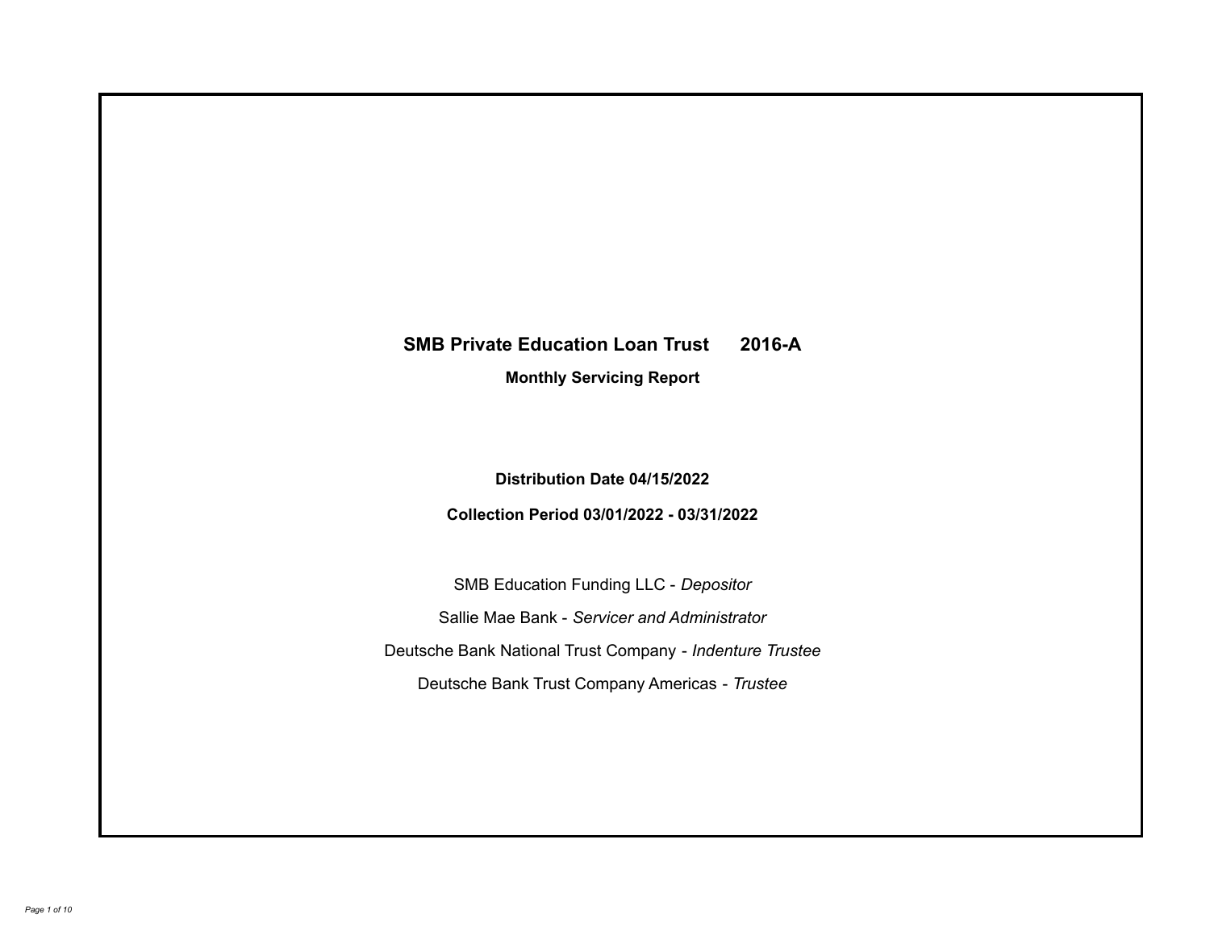# SMB Private Education Loan Trust 2016-A

## Monthly Servicing Report

**Distribution Date 04/15/2022**

**Collection Period 03/01/2022 - 03/31/2022**

SMB Education Funding LLC - *Depositor*

Sallie Mae Bank - *Servicer and Administrator*

Deutsche Bank National Trust Company - *Indenture Trustee*

Deutsche Bank Trust Company Americas - *Trustee*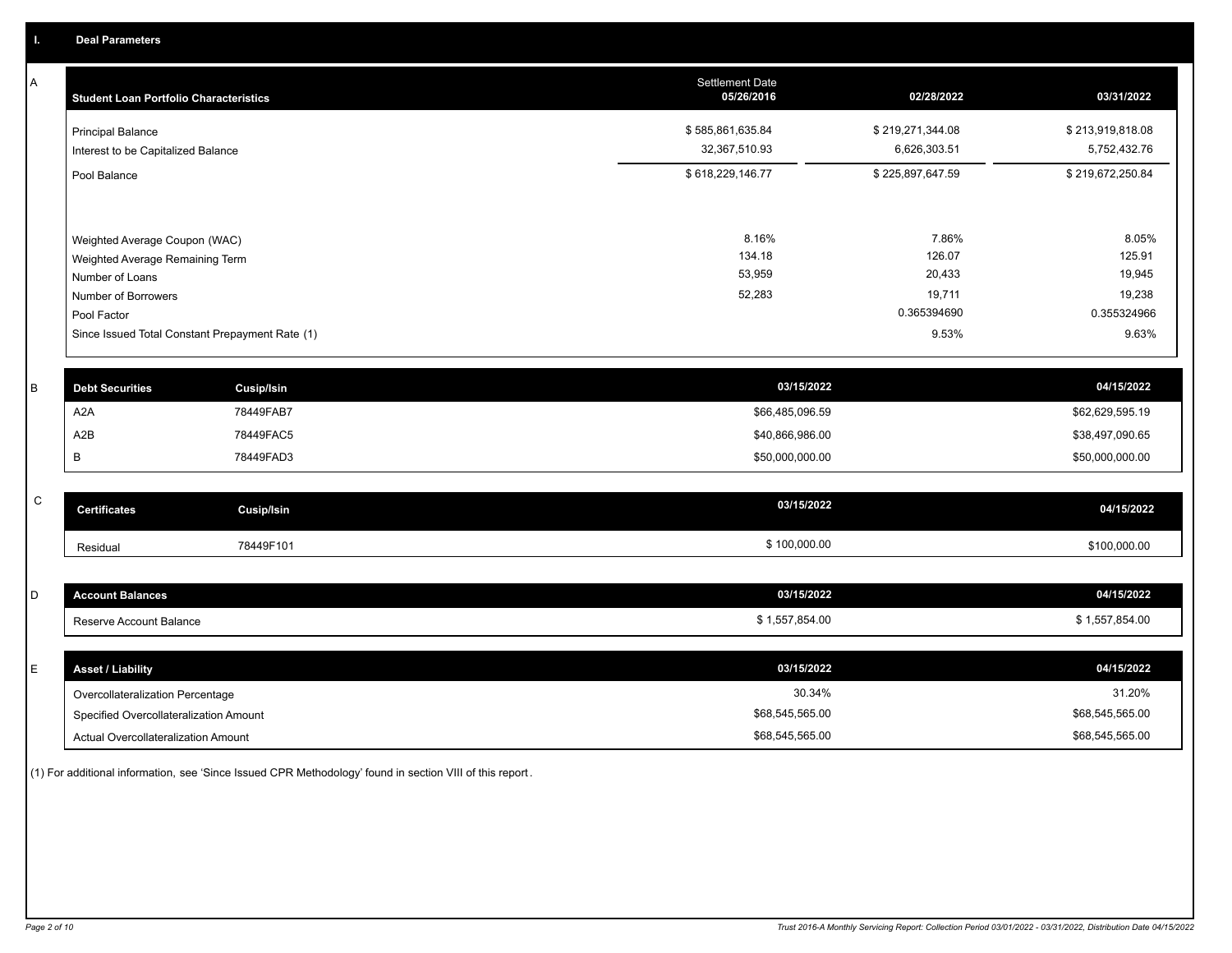## I. Deal Parameters

### A

| Student Loan Portfolio Characteristics | Settlement Date 05/26/2016 | 02/28/2022 | 03/31/2022 |
|---|---|---|---|
| Principal Balance | $ 585,861,635.84 | $ 219,271,344.08 | $ 213,919,818.08 |
| Interest to be Capitalized Balance | 32,367,510.93 | 6,626,303.51 | 5,752,432.76 |
| Pool Balance | $ 618,229,146.77 | $ 225,897,647.59 | $ 219,672,250.84 |
| Weighted Average Coupon (WAC) | 8.16% | 7.86% | 8.05% |
| Weighted Average Remaining Term | 134.18 | 126.07 | 125.91 |
| Number of Loans | 53,959 | 20,433 | 19,945 |
| Number of Borrowers | 52,283 | 19,711 | 19,238 |
| Pool Factor | | 0.365394690 | 0.355324966 |
| Since Issued Total Constant Prepayment Rate (1) | | 9.53% | 9.63% |

### B

| Debt Securities | Cusip/Isin | 03/15/2022 | 04/15/2022 |
|---|---|---|---|
| A2A | 78449FAB7 | $66,485,096.59 | $62,629,595.19 |
| A2B | 78449FAC5 | $40,866,986.00 | $38,497,090.65 |
| B | 78449FAD3 | $50,000,000.00 | $50,000,000.00 |

### C

| Certificates | Cusip/Isin | 03/15/2022 | 04/15/2022 |
|---|---|---|---|
| Residual | 78449F101 | $ 100,000.00 | $100,000.00 |

### D

| Account Balances | 03/15/2022 | 04/15/2022 |
|---|---|---|
| Reserve Account Balance | $ 1,557,854.00 | $ 1,557,854.00 |

### E

| Asset / Liability | 03/15/2022 | 04/15/2022 |
|---|---|---|
| Overcollateralization Percentage | 30.34% | 31.20% |
| Specified Overcollateralization Amount | $68,545,565.00 | $68,545,565.00 |
| Actual Overcollateralization Amount | $68,545,565.00 | $68,545,565.00 |

(1) For additional information, see 'Since Issued CPR Methodology' found in section VIII of this report.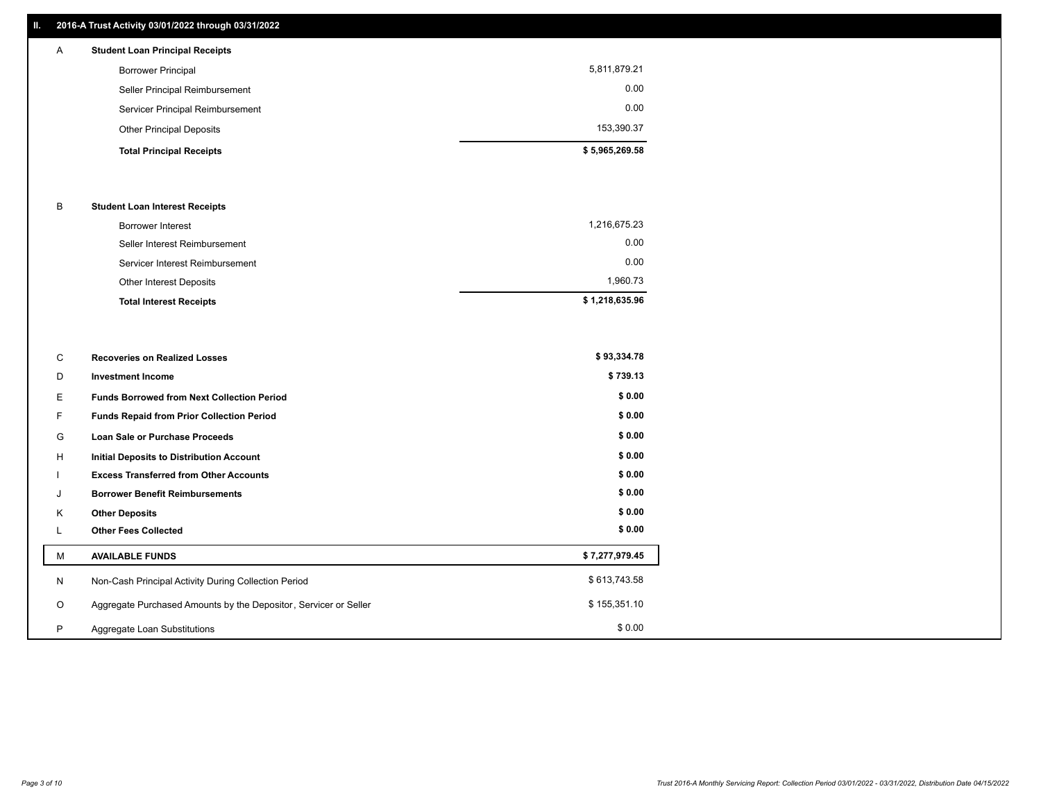## II. 2016-A Trust Activity 03/01/2022 through 03/31/2022

| | | |
|---|---|---|
| A | **Student Loan Principal Receipts** | |
| | Borrower Principal | 5,811,879.21 |
| | Seller Principal Reimbursement | 0.00 |
| | Servicer Principal Reimbursement | 0.00 |
| | Other Principal Deposits | 153,390.37 |
| | **Total Principal Receipts** | **$ 5,965,269.58** |
| B | **Student Loan Interest Receipts** | |
| | Borrower Interest | 1,216,675.23 |
| | Seller Interest Reimbursement | 0.00 |
| | Servicer Interest Reimbursement | 0.00 |
| | Other Interest Deposits | 1,960.73 |
| | **Total Interest Receipts** | **$ 1,218,635.96** |
| C | **Recoveries on Realized Losses** | **$ 93,334.78** |
| D | **Investment Income** | **$ 739.13** |
| E | **Funds Borrowed from Next Collection Period** | **$ 0.00** |
| F | **Funds Repaid from Prior Collection Period** | **$ 0.00** |
| G | **Loan Sale or Purchase Proceeds** | **$ 0.00** |
| H | **Initial Deposits to Distribution Account** | **$ 0.00** |
| I | **Excess Transferred from Other Accounts** | **$ 0.00** |
| J | **Borrower Benefit Reimbursements** | **$ 0.00** |
| K | **Other Deposits** | **$ 0.00** |
| L | **Other Fees Collected** | **$ 0.00** |
| M | **AVAILABLE FUNDS** | **$ 7,277,979.45** |
| N | Non-Cash Principal Activity During Collection Period | $ 613,743.58 |
| O | Aggregate Purchased Amounts by the Depositor, Servicer or Seller | $ 155,351.10 |
| P | Aggregate Loan Substitutions | $ 0.00 |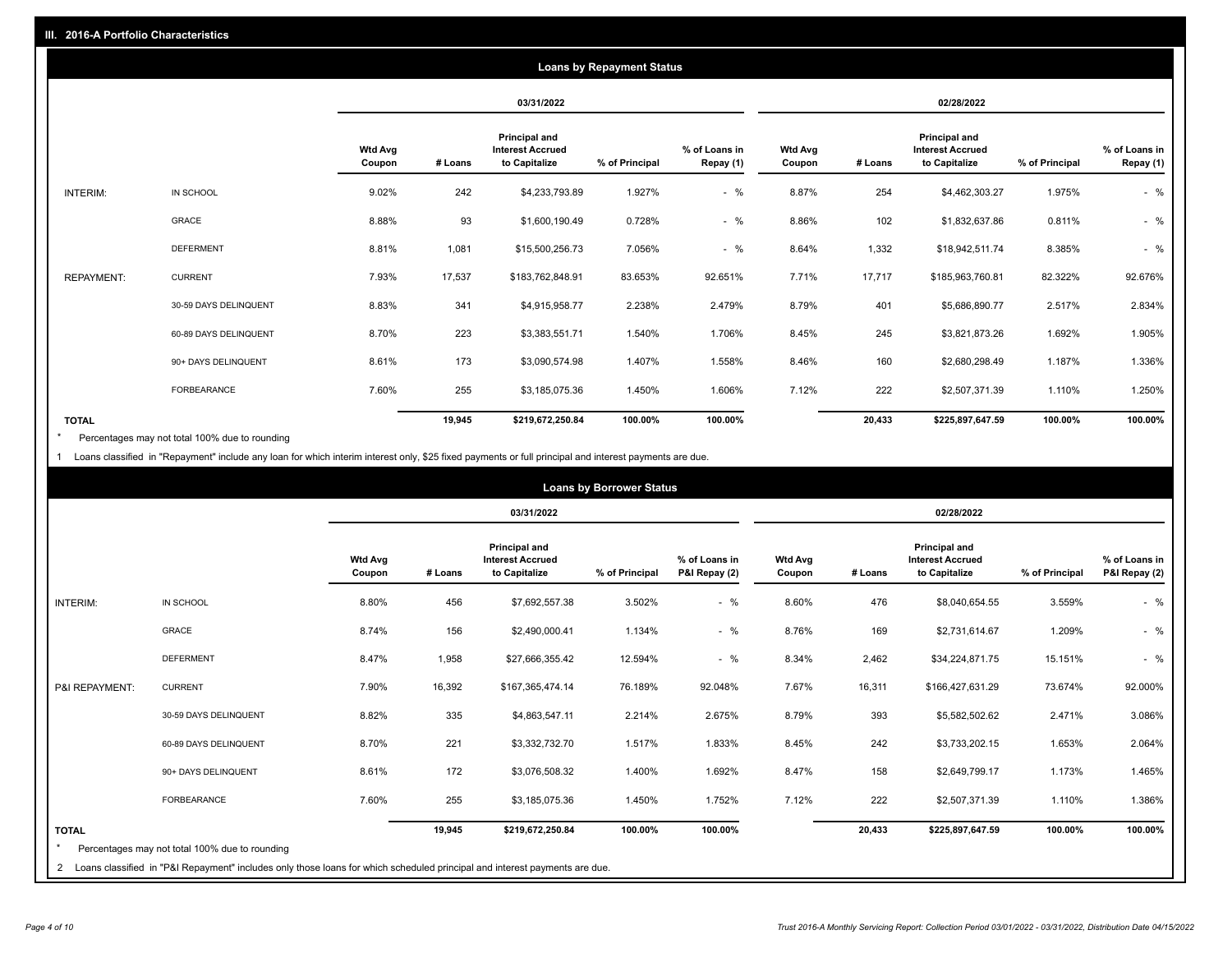## III. 2016-A Portfolio Characteristics

### Loans by Repayment Status

| | | 03/31/2022 | | | | | 02/28/2022 | | | | |
|---|---|---|---|---|---|---|---|---|---|---|---|
| | | Wtd Avg Coupon | # Loans | Principal and Interest Accrued to Capitalize | % of Principal | % of Loans in Repay (1) | Wtd Avg Coupon | # Loans | Principal and Interest Accrued to Capitalize | % of Principal | % of Loans in Repay (1) |
| INTERIM: | IN SCHOOL | 9.02% | 242 | $4,233,793.89 | 1.927% | - % | 8.87% | 254 | $4,462,303.27 | 1.975% | - % |
| | GRACE | 8.88% | 93 | $1,600,190.49 | 0.728% | - % | 8.86% | 102 | $1,832,637.86 | 0.811% | - % |
| | DEFERMENT | 8.81% | 1,081 | $15,500,256.73 | 7.056% | - % | 8.64% | 1,332 | $18,942,511.74 | 8.385% | - % |
| REPAYMENT: | CURRENT | 7.93% | 17,537 | $183,762,848.91 | 83.653% | 92.651% | 7.71% | 17,717 | $185,963,760.81 | 82.322% | 92.676% |
| | 30-59 DAYS DELINQUENT | 8.83% | 341 | $4,915,958.77 | 2.238% | 2.479% | 8.79% | 401 | $5,686,890.77 | 2.517% | 2.834% |
| | 60-89 DAYS DELINQUENT | 8.70% | 223 | $3,383,551.71 | 1.540% | 1.706% | 8.45% | 245 | $3,821,873.26 | 1.692% | 1.905% |
| | 90+ DAYS DELINQUENT | 8.61% | 173 | $3,090,574.98 | 1.407% | 1.558% | 8.46% | 160 | $2,680,298.49 | 1.187% | 1.336% |
| | FORBEARANCE | 7.60% | 255 | $3,185,075.36 | 1.450% | 1.606% | 7.12% | 222 | $2,507,371.39 | 1.110% | 1.250% |
| **TOTAL** | | | **19,945** | **$219,672,250.84** | **100.00%** | **100.00%** | | **20,433** | **$225,897,647.59** | **100.00%** | **100.00%** |

* Percentages may not total 100% due to rounding

1 Loans classified in "Repayment" include any loan for which interim interest only, $25 fixed payments or full principal and interest payments are due.

### Loans by Borrower Status

| | | 03/31/2022 | | | | | 02/28/2022 | | | | |
|---|---|---|---|---|---|---|---|---|---|---|---|
| | | Wtd Avg Coupon | # Loans | Principal and Interest Accrued to Capitalize | % of Principal | % of Loans in P&I Repay (2) | Wtd Avg Coupon | # Loans | Principal and Interest Accrued to Capitalize | % of Principal | % of Loans in P&I Repay (2) |
| INTERIM: | IN SCHOOL | 8.80% | 456 | $7,692,557.38 | 3.502% | - % | 8.60% | 476 | $8,040,654.55 | 3.559% | - % |
| | GRACE | 8.74% | 156 | $2,490,000.41 | 1.134% | - % | 8.76% | 169 | $2,731,614.67 | 1.209% | - % |
| | DEFERMENT | 8.47% | 1,958 | $27,666,355.42 | 12.594% | - % | 8.34% | 2,462 | $34,224,871.75 | 15.151% | - % |
| P&I REPAYMENT: | CURRENT | 7.90% | 16,392 | $167,365,474.14 | 76.189% | 92.048% | 7.67% | 16,311 | $166,427,631.29 | 73.674% | 92.000% |
| | 30-59 DAYS DELINQUENT | 8.82% | 335 | $4,863,547.11 | 2.214% | 2.675% | 8.79% | 393 | $5,582,502.62 | 2.471% | 3.086% |
| | 60-89 DAYS DELINQUENT | 8.70% | 221 | $3,332,732.70 | 1.517% | 1.833% | 8.45% | 242 | $3,733,202.15 | 1.653% | 2.064% |
| | 90+ DAYS DELINQUENT | 8.61% | 172 | $3,076,508.32 | 1.400% | 1.692% | 8.47% | 158 | $2,649,799.17 | 1.173% | 1.465% |
| | FORBEARANCE | 7.60% | 255 | $3,185,075.36 | 1.450% | 1.752% | 7.12% | 222 | $2,507,371.39 | 1.110% | 1.386% |
| **TOTAL** | | | **19,945** | **$219,672,250.84** | **100.00%** | **100.00%** | | **20,433** | **$225,897,647.59** | **100.00%** | **100.00%** |

* Percentages may not total 100% due to rounding

2 Loans classified in "P&I Repayment" includes only those loans for which scheduled principal and interest payments are due.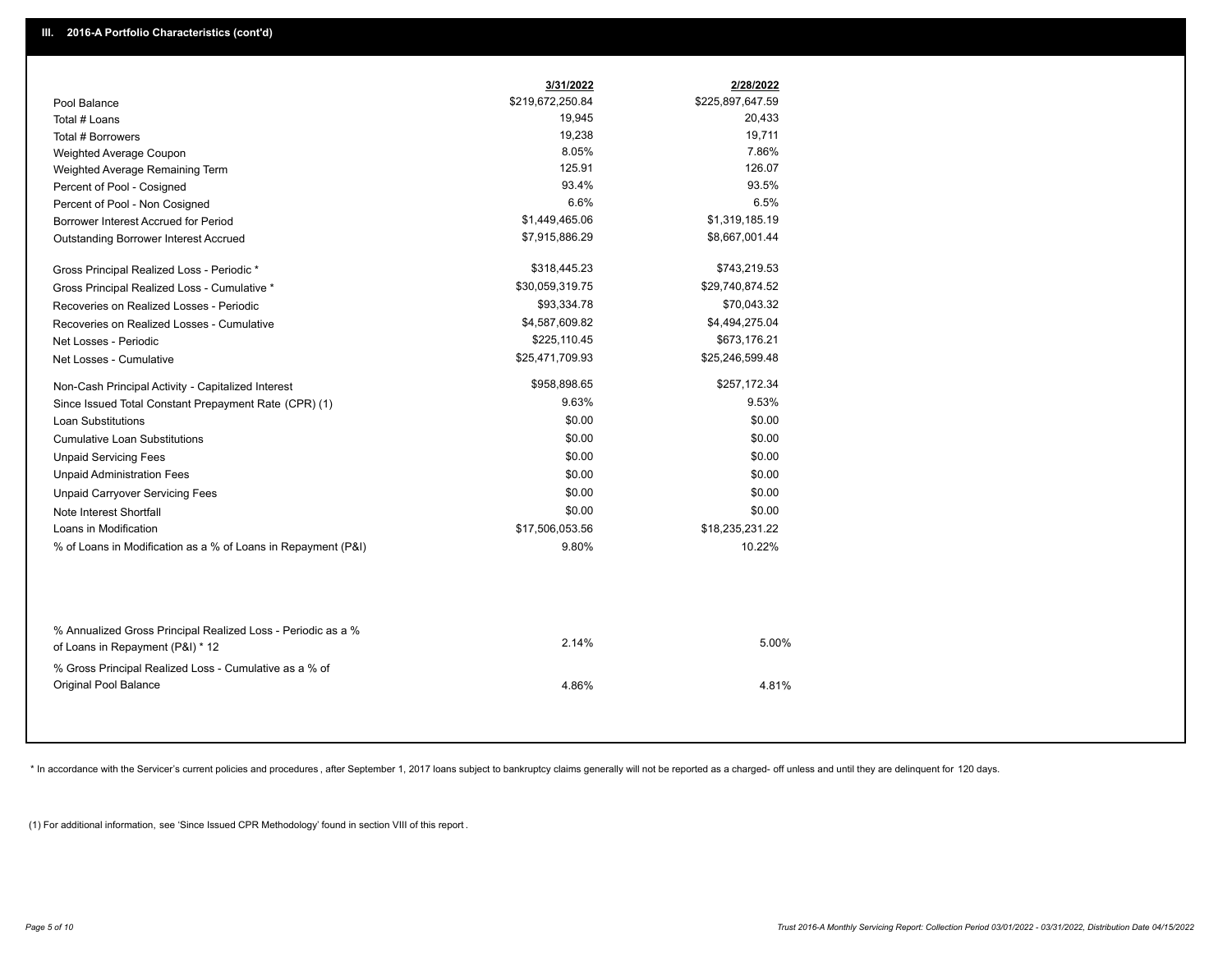## III. 2016-A Portfolio Characteristics (cont'd)

| | 3/31/2022 | 2/28/2022 |
|---|---|---|
| Pool Balance | $219,672,250.84 | $225,897,647.59 |
| Total # Loans | 19,945 | 20,433 |
| Total # Borrowers | 19,238 | 19,711 |
| Weighted Average Coupon | 8.05% | 7.86% |
| Weighted Average Remaining Term | 125.91 | 126.07 |
| Percent of Pool - Cosigned | 93.4% | 93.5% |
| Percent of Pool - Non Cosigned | 6.6% | 6.5% |
| Borrower Interest Accrued for Period | $1,449,465.06 | $1,319,185.19 |
| Outstanding Borrower Interest Accrued | $7,915,886.29 | $8,667,001.44 |
| Gross Principal Realized Loss - Periodic * | $318,445.23 | $743,219.53 |
| Gross Principal Realized Loss - Cumulative * | $30,059,319.75 | $29,740,874.52 |
| Recoveries on Realized Losses - Periodic | $93,334.78 | $70,043.32 |
| Recoveries on Realized Losses - Cumulative | $4,587,609.82 | $4,494,275.04 |
| Net Losses - Periodic | $225,110.45 | $673,176.21 |
| Net Losses - Cumulative | $25,471,709.93 | $25,246,599.48 |
| Non-Cash Principal Activity - Capitalized Interest | $958,898.65 | $257,172.34 |
| Since Issued Total Constant Prepayment Rate (CPR) (1) | 9.63% | 9.53% |
| Loan Substitutions | $0.00 | $0.00 |
| Cumulative Loan Substitutions | $0.00 | $0.00 |
| Unpaid Servicing Fees | $0.00 | $0.00 |
| Unpaid Administration Fees | $0.00 | $0.00 |
| Unpaid Carryover Servicing Fees | $0.00 | $0.00 |
| Note Interest Shortfall | $0.00 | $0.00 |
| Loans in Modification | $17,506,053.56 | $18,235,231.22 |
| % of Loans in Modification as a % of Loans in Repayment (P&I) | 9.80% | 10.22% |
| % Annualized Gross Principal Realized Loss - Periodic as a % of Loans in Repayment (P&I) * 12 | 2.14% | 5.00% |
| % Gross Principal Realized Loss - Cumulative as a % of Original Pool Balance | 4.86% | 4.81% |

* In accordance with the Servicer's current policies and procedures, after September 1, 2017 loans subject to bankruptcy claims generally will not be reported as a charged- off unless and until they are delinquent for 120 days.

(1) For additional information, see 'Since Issued CPR Methodology' found in section VIII of this report .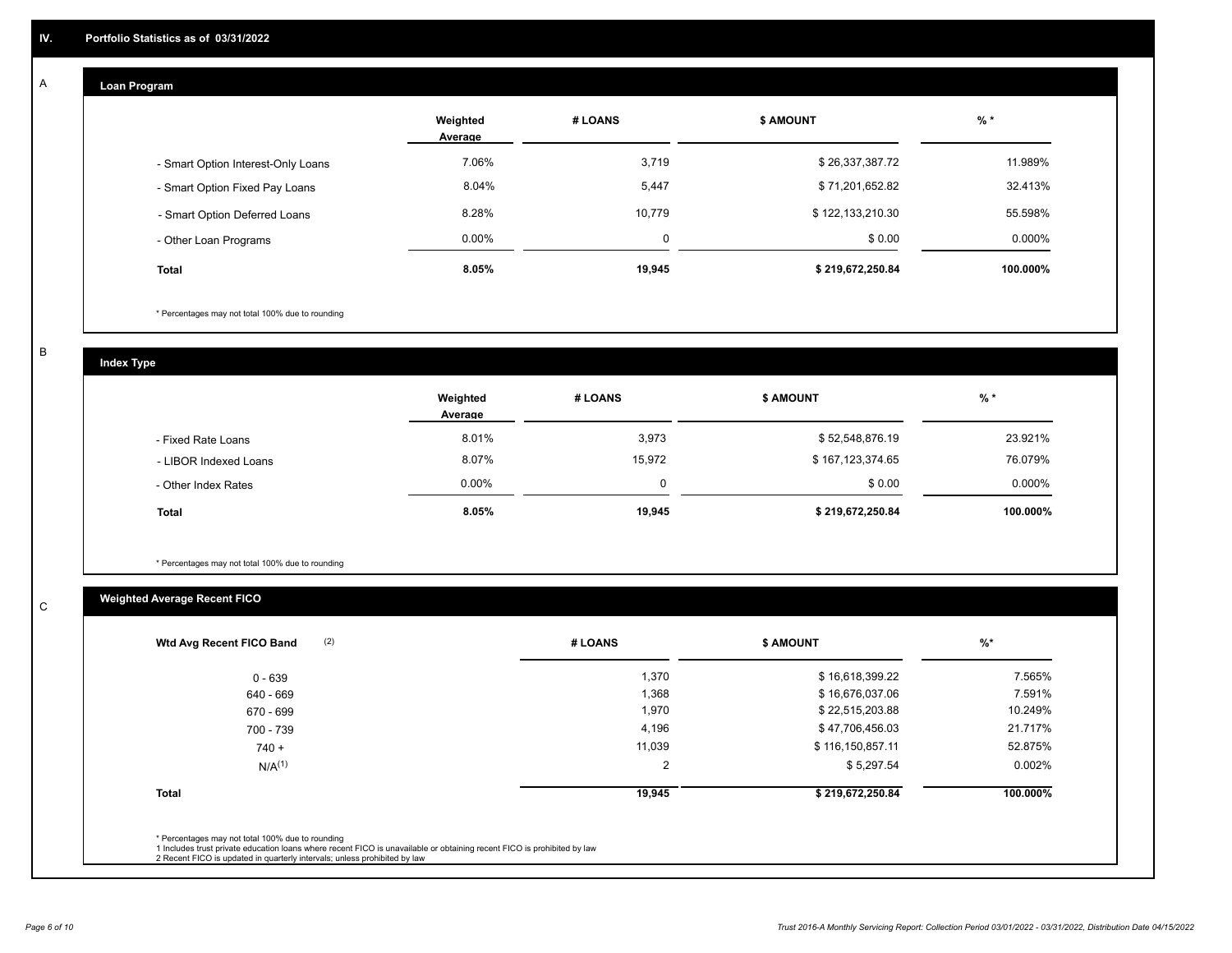## IV. Portfolio Statistics as of 03/31/2022

### A Loan Program

| | Weighted Average | # LOANS | $ AMOUNT | % * |
|---|---|---|---|---|
| - Smart Option Interest-Only Loans | 7.06% | 3,719 | $ 26,337,387.72 | 11.989% |
| - Smart Option Fixed Pay Loans | 8.04% | 5,447 | $ 71,201,652.82 | 32.413% |
| - Smart Option Deferred Loans | 8.28% | 10,779 | $ 122,133,210.30 | 55.598% |
| - Other Loan Programs | 0.00% | 0 | $ 0.00 | 0.000% |
| **Total** | **8.05%** | **19,945** | **$ 219,672,250.84** | **100.000%** |

* Percentages may not total 100% due to rounding

### B Index Type

| | Weighted Average | # LOANS | $ AMOUNT | % * |
|---|---|---|---|---|
| - Fixed Rate Loans | 8.01% | 3,973 | $ 52,548,876.19 | 23.921% |
| - LIBOR Indexed Loans | 8.07% | 15,972 | $ 167,123,374.65 | 76.079% |
| - Other Index Rates | 0.00% | 0 | $ 0.00 | 0.000% |
| **Total** | **8.05%** | **19,945** | **$ 219,672,250.84** | **100.000%** |

* Percentages may not total 100% due to rounding

### C Weighted Average Recent FICO

| Wtd Avg Recent FICO Band (2) | # LOANS | $ AMOUNT | %* |
|---|---|---|---|
| 0 - 639 | 1,370 | $ 16,618,399.22 | 7.565% |
| 640 - 669 | 1,368 | $ 16,676,037.06 | 7.591% |
| 670 - 699 | 1,970 | $ 22,515,203.88 | 10.249% |
| 700 - 739 | 4,196 | $ 47,706,456.03 | 21.717% |
| 740 + | 11,039 | $ 116,150,857.11 | 52.875% |
| N/A(1) | 2 | $ 5,297.54 | 0.002% |
| **Total** | **19,945** | **$ 219,672,250.84** | **100.000%** |

* Percentages may not total 100% due to rounding
1 Includes trust private education loans where recent FICO is unavailable or obtaining recent FICO is prohibited by law
2 Recent FICO is updated in quarterly intervals; unless prohibited by law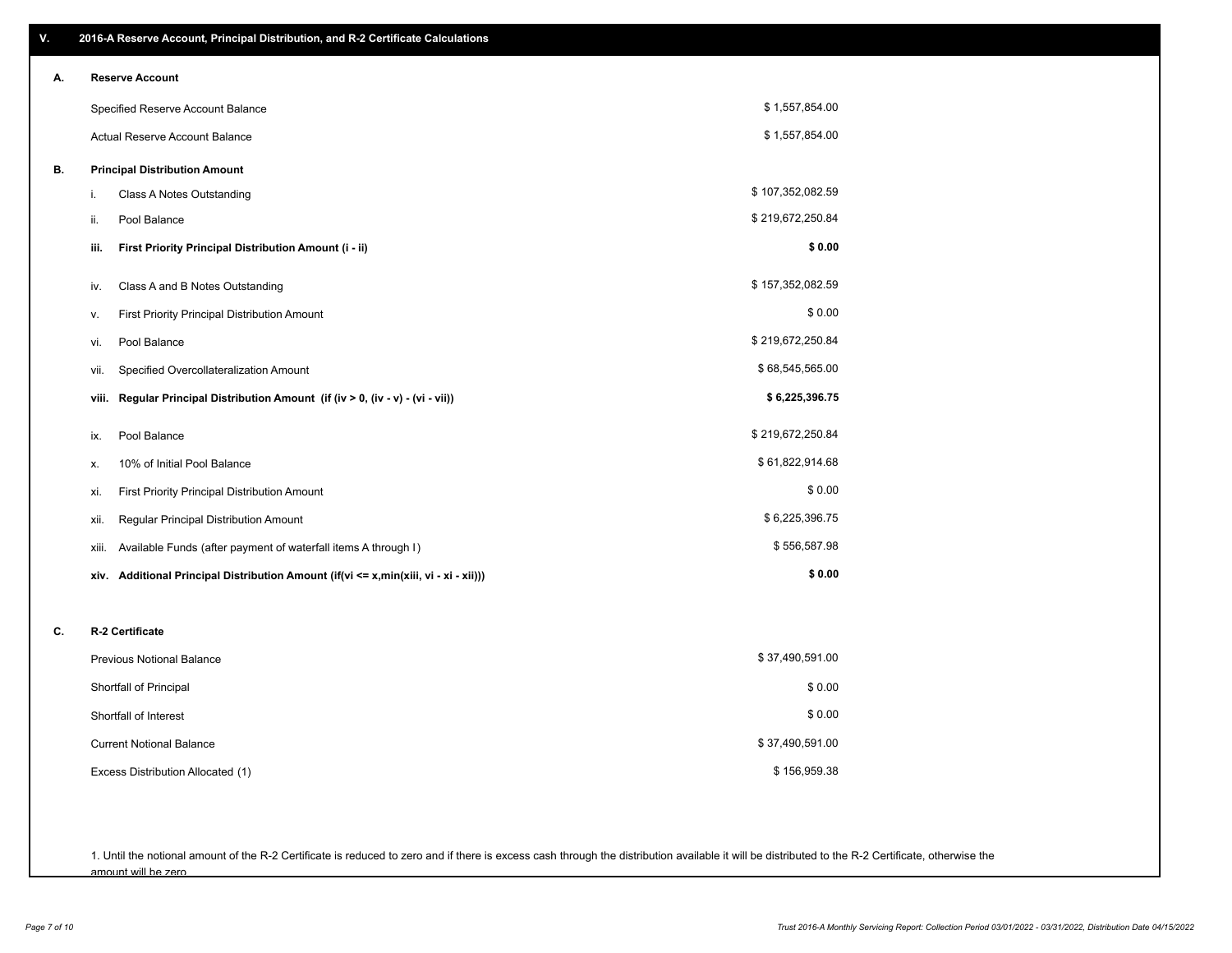## V. 2016-A Reserve Account, Principal Distribution, and R-2 Certificate Calculations

### A. Reserve Account

| | |
|---|---|
| Specified Reserve Account Balance | $ 1,557,854.00 |
| Actual Reserve Account Balance | $ 1,557,854.00 |

### B. Principal Distribution Amount

| | | |
|---|---|---|
| i. | Class A Notes Outstanding | $ 107,352,082.59 |
| ii. | Pool Balance | $ 219,672,250.84 |
| **iii.** | **First Priority Principal Distribution Amount (i - ii)** | **$ 0.00** |
| iv. | Class A and B Notes Outstanding | $ 157,352,082.59 |
| v. | First Priority Principal Distribution Amount | $ 0.00 |
| vi. | Pool Balance | $ 219,672,250.84 |
| vii. | Specified Overcollateralization Amount | $ 68,545,565.00 |
| **viii.** | **Regular Principal Distribution Amount (if (iv > 0, (iv - v) - (vi - vii))** | **$ 6,225,396.75** |
| ix. | Pool Balance | $ 219,672,250.84 |
| x. | 10% of Initial Pool Balance | $ 61,822,914.68 |
| xi. | First Priority Principal Distribution Amount | $ 0.00 |
| xii. | Regular Principal Distribution Amount | $ 6,225,396.75 |
| xiii. | Available Funds (after payment of waterfall items A through I) | $ 556,587.98 |
| **xiv.** | **Additional Principal Distribution Amount (if(vi <= x,min(xiii, vi - xi - xii)))** | **$ 0.00** |

### C. R-2 Certificate

| | |
|---|---|
| Previous Notional Balance | $ 37,490,591.00 |
| Shortfall of Principal | $ 0.00 |
| Shortfall of Interest | $ 0.00 |
| Current Notional Balance | $ 37,490,591.00 |
| Excess Distribution Allocated (1) | $ 156,959.38 |

1. Until the notional amount of the R-2 Certificate is reduced to zero and if there is excess cash through the distribution available it will be distributed to the R-2 Certificate, otherwise the amount will be zero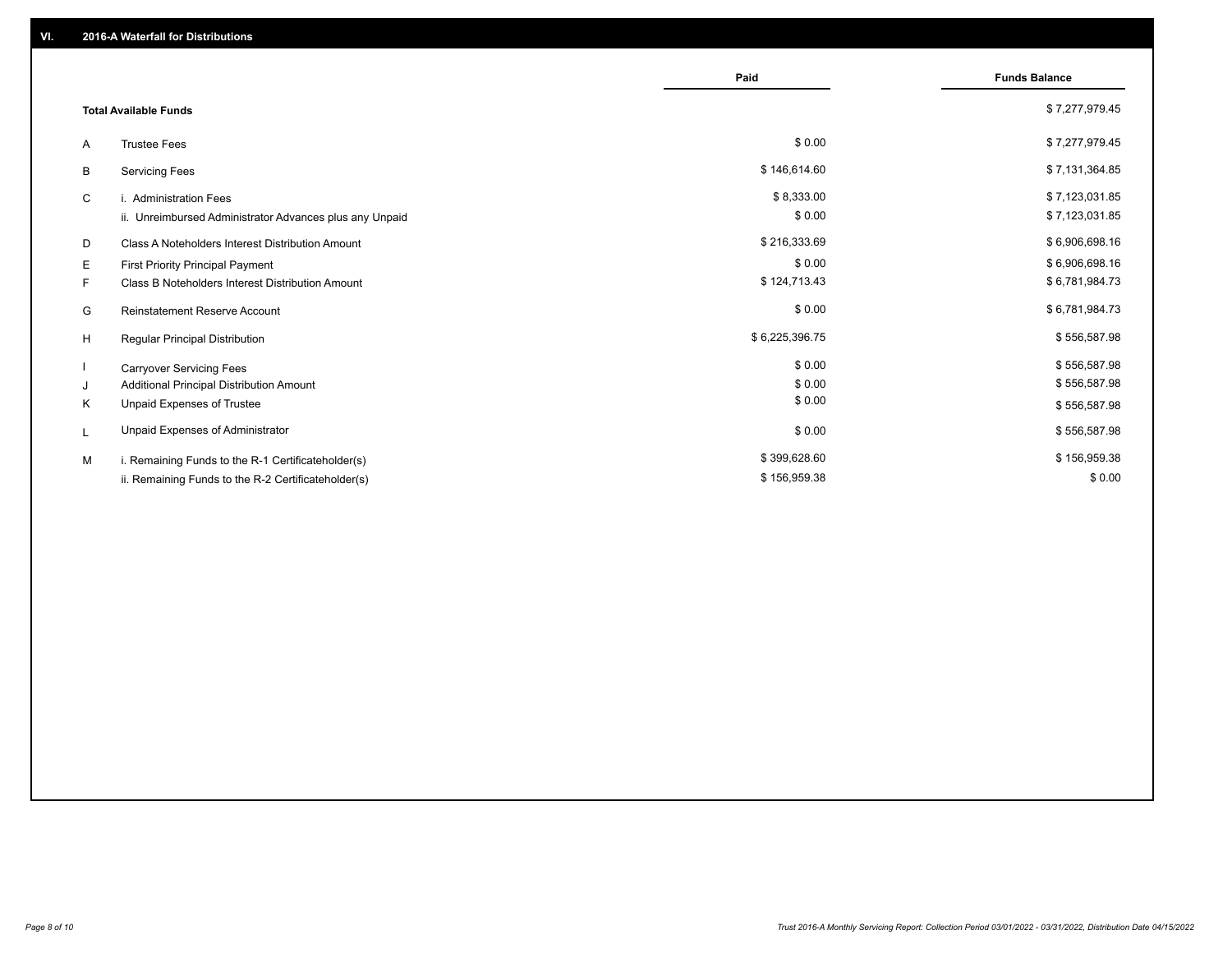## VI. 2016-A Waterfall for Distributions

| | | Paid | Funds Balance |
|---|---|---|---|
| | **Total Available Funds** | | $ 7,277,979.45 |
| A | Trustee Fees | $ 0.00 | $ 7,277,979.45 |
| B | Servicing Fees | $ 146,614.60 | $ 7,131,364.85 |
| C | i. Administration Fees | $ 8,333.00 | $ 7,123,031.85 |
| | ii. Unreimbursed Administrator Advances plus any Unpaid | $ 0.00 | $ 7,123,031.85 |
| D | Class A Noteholders Interest Distribution Amount | $ 216,333.69 | $ 6,906,698.16 |
| E | First Priority Principal Payment | $ 0.00 | $ 6,906,698.16 |
| F | Class B Noteholders Interest Distribution Amount | $ 124,713.43 | $ 6,781,984.73 |
| G | Reinstatement Reserve Account | $ 0.00 | $ 6,781,984.73 |
| H | Regular Principal Distribution | $ 6,225,396.75 | $ 556,587.98 |
| I | Carryover Servicing Fees | $ 0.00 | $ 556,587.98 |
| J | Additional Principal Distribution Amount | $ 0.00 | $ 556,587.98 |
| K | Unpaid Expenses of Trustee | $ 0.00 | $ 556,587.98 |
| L | Unpaid Expenses of Administrator | $ 0.00 | $ 556,587.98 |
| M | i. Remaining Funds to the R-1 Certificateholder(s) | $ 399,628.60 | $ 156,959.38 |
| | ii. Remaining Funds to the R-2 Certificateholder(s) | $ 156,959.38 | $ 0.00 |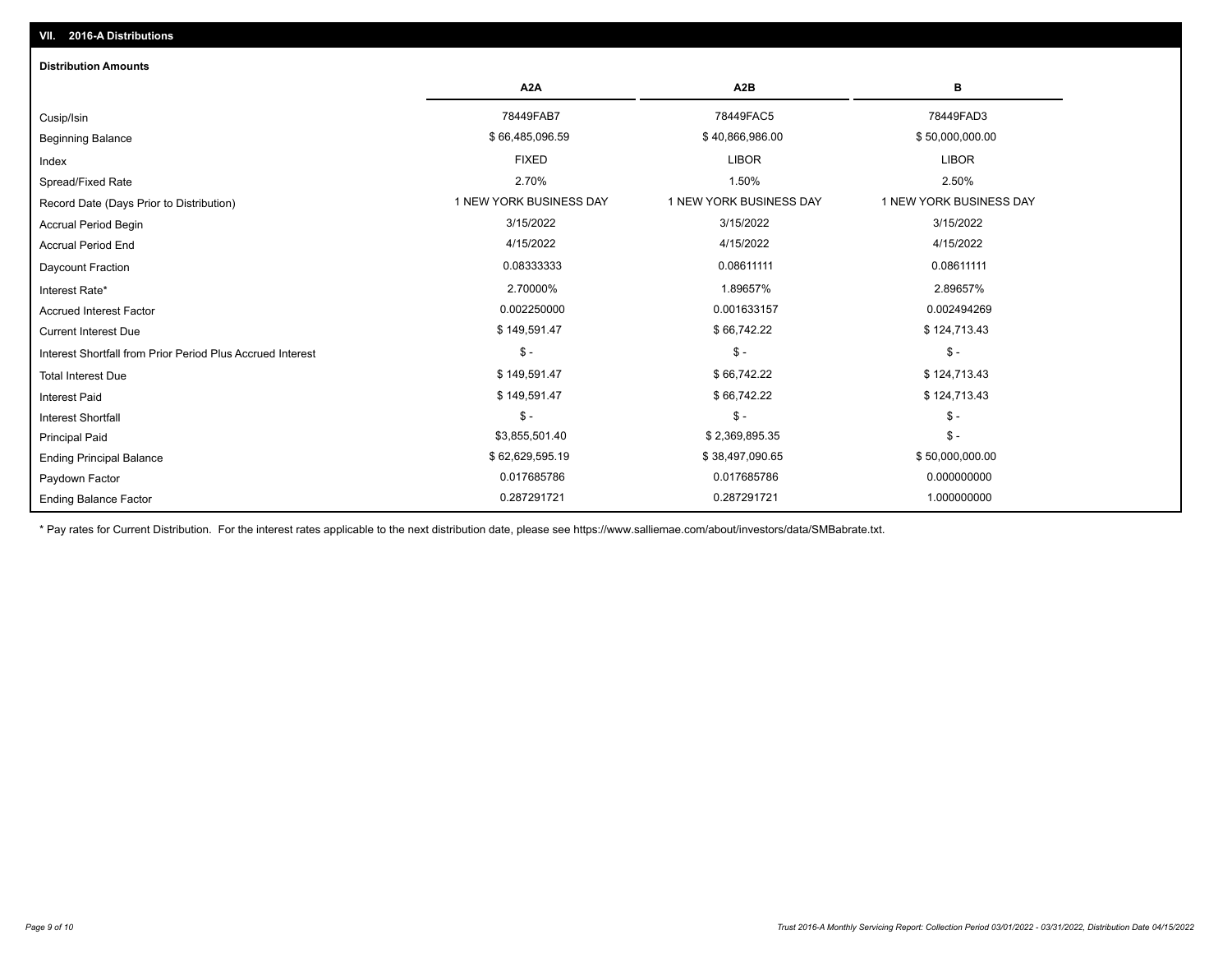## VII. 2016-A Distributions

### Distribution Amounts

| | A2A | A2B | B |
|---|---|---|---|
| Cusip/Isin | 78449FAB7 | 78449FAC5 | 78449FAD3 |
| Beginning Balance | $ 66,485,096.59 | $ 40,866,986.00 | $ 50,000,000.00 |
| Index | FIXED | LIBOR | LIBOR |
| Spread/Fixed Rate | 2.70% | 1.50% | 2.50% |
| Record Date (Days Prior to Distribution) | 1 NEW YORK BUSINESS DAY | 1 NEW YORK BUSINESS DAY | 1 NEW YORK BUSINESS DAY |
| Accrual Period Begin | 3/15/2022 | 3/15/2022 | 3/15/2022 |
| Accrual Period End | 4/15/2022 | 4/15/2022 | 4/15/2022 |
| Daycount Fraction | 0.08333333 | 0.08611111 | 0.08611111 |
| Interest Rate* | 2.70000% | 1.89657% | 2.89657% |
| Accrued Interest Factor | 0.002250000 | 0.001633157 | 0.002494269 |
| Current Interest Due | $ 149,591.47 | $ 66,742.22 | $ 124,713.43 |
| Interest Shortfall from Prior Period Plus Accrued Interest | $ - | $ - | $ - |
| Total Interest Due | $ 149,591.47 | $ 66,742.22 | $ 124,713.43 |
| Interest Paid | $ 149,591.47 | $ 66,742.22 | $ 124,713.43 |
| Interest Shortfall | $ - | $ - | $ - |
| Principal Paid | $3,855,501.40 | $ 2,369,895.35 | $ - |
| Ending Principal Balance | $ 62,629,595.19 | $ 38,497,090.65 | $ 50,000,000.00 |
| Paydown Factor | 0.017685786 | 0.017685786 | 0.000000000 |
| Ending Balance Factor | 0.287291721 | 0.287291721 | 1.000000000 |

\* Pay rates for Current Distribution. For the interest rates applicable to the next distribution date, please see https://www.salliemae.com/about/investors/data/SMBabrate.txt.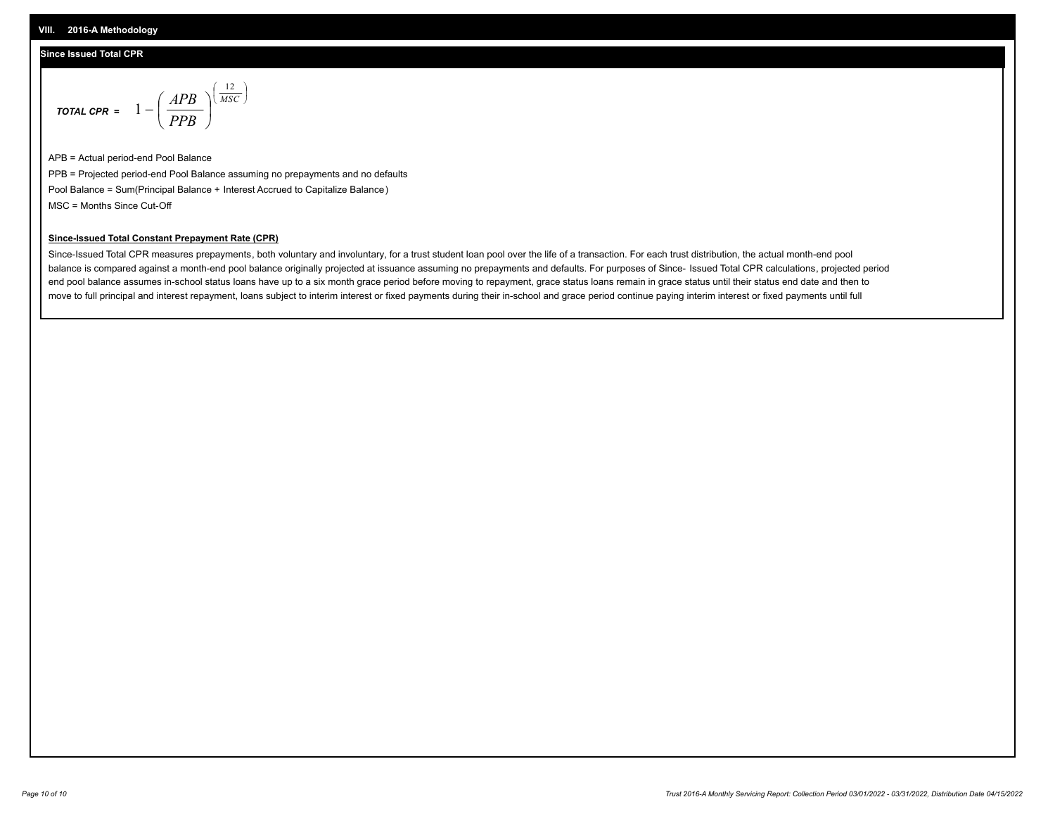## VIII. 2016-A Methodology

### Since Issued Total CPR

$$\textit{TOTAL CPR} = 1 - \left( \frac{APB}{PPB} \right)^{\left( \frac{12}{MSC} \right)}$$

APB = Actual period-end Pool Balance

PPB = Projected period-end Pool Balance assuming no prepayments and no defaults

Pool Balance = Sum(Principal Balance + Interest Accrued to Capitalize Balance)

MSC = Months Since Cut-Off

**Since-Issued Total Constant Prepayment Rate (CPR)**

Since-Issued Total CPR measures prepayments, both voluntary and involuntary, for a trust student loan pool over the life of a transaction. For each trust distribution, the actual month-end pool balance is compared against a month-end pool balance originally projected at issuance assuming no prepayments and defaults. For purposes of Since- Issued Total CPR calculations, projected period end pool balance assumes in-school status loans have up to a six month grace period before moving to repayment, grace status loans remain in grace status until their status end date and then to move to full principal and interest repayment, loans subject to interim interest or fixed payments during their in-school and grace period continue paying interim interest or fixed payments until full